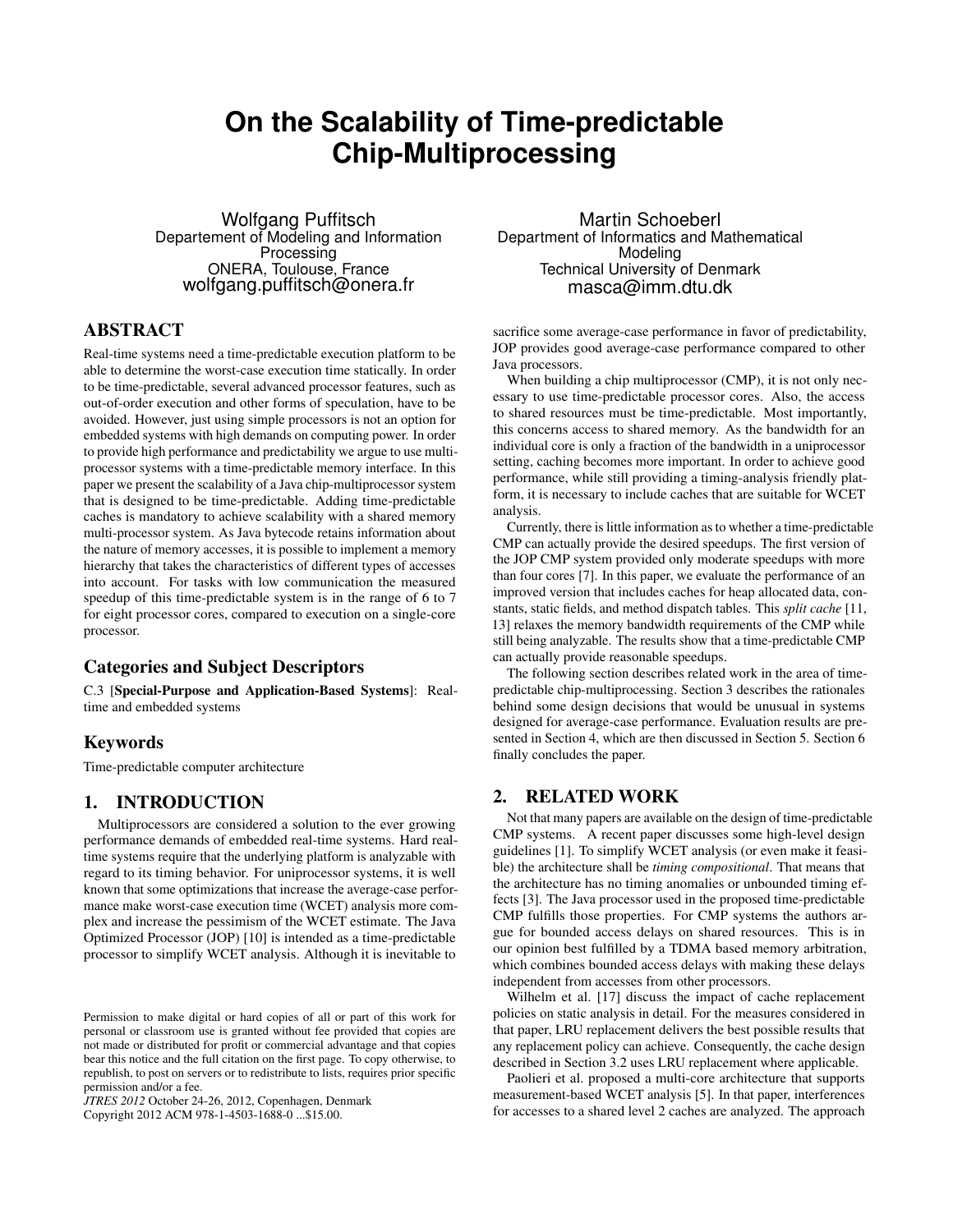# On the Scalability of Time-predictable Chip-Multiprocessing

Wolfgang Puffitsch
Departement of Modeling and Information Processing
ONERA, Toulouse, France
wolfgang.puffitsch@onera.fr

Martin Schoeberl
Department of Informatics and Mathematical Modeling
Technical University of Denmark
masca@imm.dtu.dk

## ABSTRACT

Real-time systems need a time-predictable execution platform to be able to determine the worst-case execution time statically. In order to be time-predictable, several advanced processor features, such as out-of-order execution and other forms of speculation, have to be avoided. However, just using simple processors is not an option for embedded systems with high demands on computing power. In order to provide high performance and predictability we argue to use multiprocessor systems with a time-predictable memory interface. In this paper we present the scalability of a Java chip-multiprocessor system that is designed to be time-predictable. Adding time-predictable caches is mandatory to achieve scalability with a shared memory multi-processor system. As Java bytecode retains information about the nature of memory accesses, it is possible to implement a memory hierarchy that takes the characteristics of different types of accesses into account. For tasks with low communication the measured speedup of this time-predictable system is in the range of 6 to 7 for eight processor cores, compared to execution on a single-core processor.

### Categories and Subject Descriptors

C.3 [**Special-Purpose and Application-Based Systems**]: Real-time and embedded systems

### Keywords

Time-predictable computer architecture

## 1. INTRODUCTION

Multiprocessors are considered a solution to the ever growing performance demands of embedded real-time systems. Hard real-time systems require that the underlying platform is analyzable with regard to its timing behavior. For uniprocessor systems, it is well known that some optimizations that increase the average-case performance make worst-case execution time (WCET) analysis more complex and increase the pessimism of the WCET estimate. The Java Optimized Processor (JOP) [10] is intended as a time-predictable processor to simplify WCET analysis. Although it is inevitable to sacrifice some average-case performance in favor of predictability, JOP provides good average-case performance compared to other Java processors.

When building a chip multiprocessor (CMP), it is not only necessary to use time-predictable processor cores. Also, the access to shared resources must be time-predictable. Most importantly, this concerns access to shared memory. As the bandwidth for an individual core is only a fraction of the bandwidth in a uniprocessor setting, caching becomes more important. In order to achieve good performance, while still providing a timing-analysis friendly platform, it is necessary to include caches that are suitable for WCET analysis.

Currently, there is little information as to whether a time-predictable CMP can actually provide the desired speedups. The first version of the JOP CMP system provided only moderate speedups with more than four cores [7]. In this paper, we evaluate the performance of an improved version that includes caches for heap allocated data, constants, static fields, and method dispatch tables. This *split cache* [11, 13] relaxes the memory bandwidth requirements of the CMP while still being analyzable. The results show that a time-predictable CMP can actually provide reasonable speedups.

The following section describes related work in the area of time-predictable chip-multiprocessing. Section 3 describes the rationales behind some design decisions that would be unusual in systems designed for average-case performance. Evaluation results are presented in Section 4, which are then discussed in Section 5. Section 6 finally concludes the paper.

## 2. RELATED WORK

Not that many papers are available on the design of time-predictable CMP systems. A recent paper discusses some high-level design guidelines [1]. To simplify WCET analysis (or even make it feasible) the architecture shall be *timing compositional*. That means that the architecture has no timing anomalies or unbounded timing effects [3]. The Java processor used in the proposed time-predictable CMP fulfills those properties. For CMP systems the authors argue for bounded access delays on shared resources. This is in our opinion best fulfilled by a TDMA based memory arbitration, which combines bounded access delays with making these delays independent from accesses from other processors.

Wilhelm et al. [17] discuss the impact of cache replacement policies on static analysis in detail. For the measures considered in that paper, LRU replacement delivers the best possible results that any replacement policy can achieve. Consequently, the cache design described in Section 3.2 uses LRU replacement where applicable.

Paolieri et al. proposed a multi-core architecture that supports measurement-based WCET analysis [5]. In that paper, interferences for accesses to a shared level 2 caches are analyzed. The approach

Permission to make digital or hard copies of all or part of this work for personal or classroom use is granted without fee provided that copies are not made or distributed for profit or commercial advantage and that copies bear this notice and the full citation on the first page. To copy otherwise, to republish, to post on servers or to redistribute to lists, requires prior specific permission and/or a fee.
*JTRES 2012* October 24-26, 2012, Copenhagen, Denmark
Copyright 2012 ACM 978-1-4503-1688-0 ...$15.00.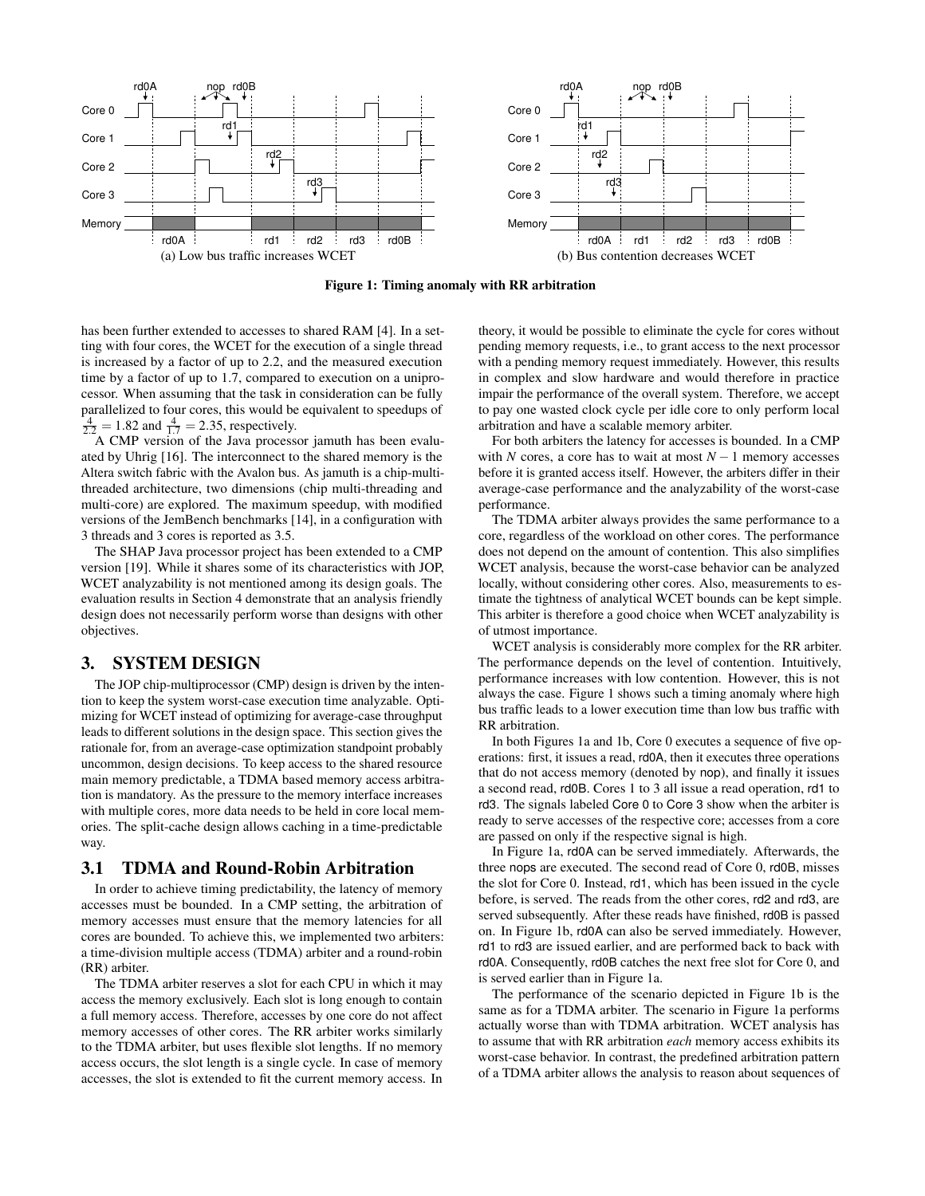rd0A
nop rd0B
Core 0
rd1
Core 1
rd2
Core 2
rd3
Core 3
Memory
rd0A rd1 rd2 rd3 rd0B

(a) Low bus traffic increases WCET

rd0A
nop rd0B
Core 0
rd1
Core 1
rd2
Core 2
rd3
Core 3
Memory
rd0A rd1 rd2 rd3 rd0B

(b) Bus contention decreases WCET

**Figure 1: Timing anomaly with RR arbitration**

has been further extended to accesses to shared RAM [4]. In a setting with four cores, the WCET for the execution of a single thread is increased by a factor of up to 2.2, and the measured execution time by a factor of up to 1.7, compared to execution on a uniprocessor. When assuming that the task in consideration can be fully parallelized to four cores, this would be equivalent to speedups of $\frac{4}{2.2} = 1.82$ and $\frac{4}{1.7} = 2.35$, respectively.

A CMP version of the Java processor jamuth has been evaluated by Uhrig [16]. The interconnect to the shared memory is the Altera switch fabric with the Avalon bus. As jamuth is a chip-multithreaded architecture, two dimensions (chip multi-threading and multi-core) are explored. The maximum speedup, with modified versions of the JemBench benchmarks [14], in a configuration with 3 threads and 3 cores is reported as 3.5.

The SHAP Java processor project has been extended to a CMP version [19]. While it shares some of its characteristics with JOP, WCET analyzability is not mentioned among its design goals. The evaluation results in Section 4 demonstrate that an analysis friendly design does not necessarily perform worse than designs with other objectives.

## 3. SYSTEM DESIGN

The JOP chip-multiprocessor (CMP) design is driven by the intention to keep the system worst-case execution time analyzable. Optimizing for WCET instead of optimizing for average-case throughput leads to different solutions in the design space. This section gives the rationale for, from an average-case optimization standpoint probably uncommon, design decisions. To keep access to the shared resource main memory predictable, a TDMA based memory access arbitration is mandatory. As the pressure to the memory interface increases with multiple cores, more data needs to be held in core local memories. The split-cache design allows caching in a time-predictable way.

### 3.1 TDMA and Round-Robin Arbitration

In order to achieve timing predictability, the latency of memory accesses must be bounded. In a CMP setting, the arbitration of memory accesses must ensure that the memory latencies for all cores are bounded. To achieve this, we implemented two arbiters: a time-division multiple access (TDMA) arbiter and a round-robin (RR) arbiter.

The TDMA arbiter reserves a slot for each CPU in which it may access the memory exclusively. Each slot is long enough to contain a full memory access. Therefore, accesses by one core do not affect memory accesses of other cores. The RR arbiter works similarly to the TDMA arbiter, but uses flexible slot lengths. If no memory access occurs, the slot length is a single cycle. In case of memory accesses, the slot is extended to fit the current memory access. In theory, it would be possible to eliminate the cycle for cores without pending memory requests, i.e., to grant access to the next processor with a pending memory request immediately. However, this results in complex and slow hardware and would therefore in practice impair the performance of the overall system. Therefore, we accept to pay one wasted clock cycle per idle core to only perform local arbitration and have a scalable memory arbiter.

For both arbiters the latency for accesses is bounded. In a CMP with $N$ cores, a core has to wait at most $N-1$ memory accesses before it is granted access itself. However, the arbiters differ in their average-case performance and the analyzability of the worst-case performance.

The TDMA arbiter always provides the same performance to a core, regardless of the workload on other cores. The performance does not depend on the amount of contention. This also simplifies WCET analysis, because the worst-case behavior can be analyzed locally, without considering other cores. Also, measurements to estimate the tightness of analytical WCET bounds can be kept simple. This arbiter is therefore a good choice when WCET analyzability is of utmost importance.

WCET analysis is considerably more complex for the RR arbiter. The performance depends on the level of contention. Intuitively, performance increases with low contention. However, this is not always the case. Figure 1 shows such a timing anomaly where high bus traffic leads to a lower execution time than low bus traffic with RR arbitration.

In both Figures 1a and 1b, Core 0 executes a sequence of five operations: first, it issues a read, rd0A, then it executes three operations that do not access memory (denoted by nop), and finally it issues a second read, rd0B. Cores 1 to 3 all issue a read operation, rd1 to rd3. The signals labeled Core 0 to Core 3 show when the arbiter is ready to serve accesses of the respective core; accesses from a core are passed on only if the respective signal is high.

In Figure 1a, rd0A can be served immediately. Afterwards, the three nops are executed. The second read of Core 0, rd0B, misses the slot for Core 0. Instead, rd1, which has been issued in the cycle before, is served. The reads from the other cores, rd2 and rd3, are served subsequently. After these reads have finished, rd0B is passed on. In Figure 1b, rd0A can also be served immediately. However, rd1 to rd3 are issued earlier, and are performed back to back with rd0A. Consequently, rd0B catches the next free slot for Core 0, and is served earlier than in Figure 1a.

The performance of the scenario depicted in Figure 1b is the same as for a TDMA arbiter. The scenario in Figure 1a performs actually worse than with TDMA arbitration. WCET analysis has to assume that with RR arbitration *each* memory access exhibits its worst-case behavior. In contrast, the predefined arbitration pattern of a TDMA arbiter allows the analysis to reason about sequences of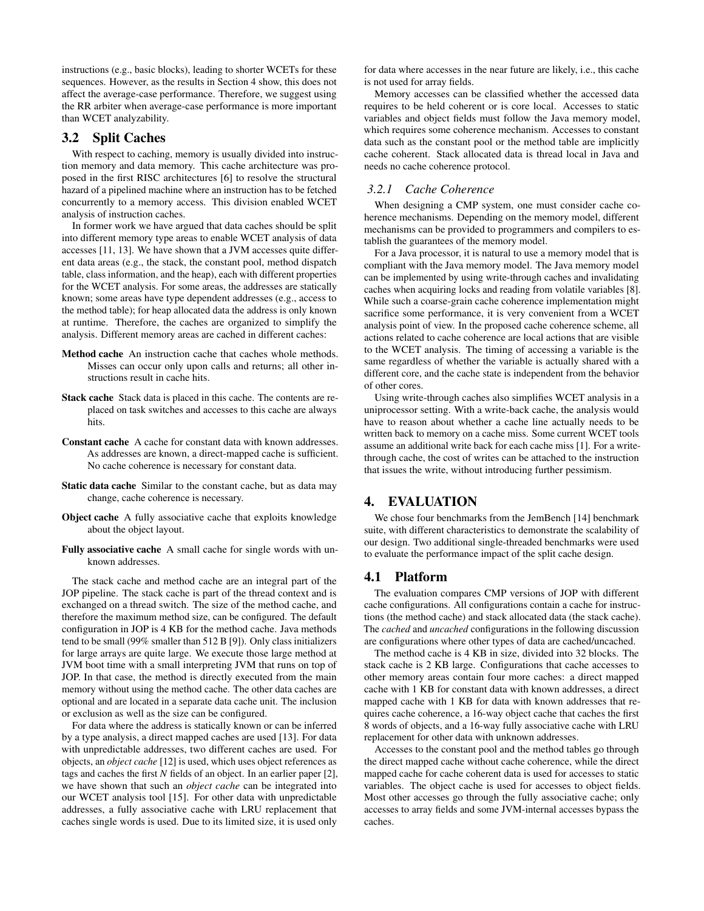instructions (e.g., basic blocks), leading to shorter WCETs for these sequences. However, as the results in Section 4 show, this does not affect the average-case performance. Therefore, we suggest using the RR arbiter when average-case performance is more important than WCET analyzability.

## 3.2 Split Caches

With respect to caching, memory is usually divided into instruction memory and data memory. This cache architecture was proposed in the first RISC architectures [6] to resolve the structural hazard of a pipelined machine where an instruction has to be fetched concurrently to a memory access. This division enabled WCET analysis of instruction caches.

In former work we have argued that data caches should be split into different memory type areas to enable WCET analysis of data accesses [11, 13]. We have shown that a JVM accesses quite different data areas (e.g., the stack, the constant pool, method dispatch table, class information, and the heap), each with different properties for the WCET analysis. For some areas, the addresses are statically known; some areas have type dependent addresses (e.g., access to the method table); for heap allocated data the address is only known at runtime. Therefore, the caches are organized to simplify the analysis. Different memory areas are cached in different caches:

**Method cache** An instruction cache that caches whole methods. Misses can occur only upon calls and returns; all other instructions result in cache hits.

**Stack cache** Stack data is placed in this cache. The contents are replaced on task switches and accesses to this cache are always hits.

**Constant cache** A cache for constant data with known addresses. As addresses are known, a direct-mapped cache is sufficient. No cache coherence is necessary for constant data.

**Static data cache** Similar to the constant cache, but as data may change, cache coherence is necessary.

**Object cache** A fully associative cache that exploits knowledge about the object layout.

**Fully associative cache** A small cache for single words with unknown addresses.

The stack cache and method cache are an integral part of the JOP pipeline. The stack cache is part of the thread context and is exchanged on a thread switch. The size of the method cache, and therefore the maximum method size, can be configured. The default configuration in JOP is 4 KB for the method cache. Java methods tend to be small (99% smaller than 512 B [9]). Only class initializers for large arrays are quite large. We execute those large method at JVM boot time with a small interpreting JVM that runs on top of JOP. In that case, the method is directly executed from the main memory without using the method cache. The other data caches are optional and are located in a separate data cache unit. The inclusion or exclusion as well as the size can be configured.

For data where the address is statically known or can be inferred by a type analysis, a direct mapped cache are used [13]. For data with unpredictable addresses, two different caches are used. For objects, an *object cache* [12] is used, which uses object references as tags and caches the first *N* fields of an object. In an earlier paper [2], we have shown that such an *object cache* can be integrated into our WCET analysis tool [15]. For other data with unpredictable addresses, a fully associative cache with LRU replacement that caches single words is used. Due to its limited size, it is used only for data where accesses in the near future are likely, i.e., this cache is not used for array fields.

Memory accesses can be classified whether the accessed data requires to be held coherent or is core local. Accesses to static variables and object fields must follow the Java memory model, which requires some coherence mechanism. Accesses to constant data such as the constant pool or the method table are implicitly cache coherent. Stack allocated data is thread local in Java and needs no cache coherence protocol.

### 3.2.1 Cache Coherence

When designing a CMP system, one must consider cache coherence mechanisms. Depending on the memory model, different mechanisms can be provided to programmers and compilers to establish the guarantees of the memory model.

For a Java processor, it is natural to use a memory model that is compliant with the Java memory model. The Java memory model can be implemented by using write-through caches and invalidating caches when acquiring locks and reading from volatile variables [8]. While such a coarse-grain cache coherence implementation might sacrifice some performance, it is very convenient from a WCET analysis point of view. In the proposed cache coherence scheme, all actions related to cache coherence are local actions that are visible to the WCET analysis. The timing of accessing a variable is the same regardless of whether the variable is actually shared with a different core, and the cache state is independent from the behavior of other cores.

Using write-through caches also simplifies WCET analysis in a uniprocessor setting. With a write-back cache, the analysis would have to reason about whether a cache line actually needs to be written back to memory on a cache miss. Some current WCET tools assume an additional write back for each cache miss [1]. For a write-through cache, the cost of writes can be attached to the instruction that issues the write, without introducing further pessimism.

# 4. EVALUATION

We chose four benchmarks from the JemBench [14] benchmark suite, with different characteristics to demonstrate the scalability of our design. Two additional single-threaded benchmarks were used to evaluate the performance impact of the split cache design.

## 4.1 Platform

The evaluation compares CMP versions of JOP with different cache configurations. All configurations contain a cache for instructions (the method cache) and stack allocated data (the stack cache). The *cached* and *uncached* configurations in the following discussion are configurations where other types of data are cached/uncached.

The method cache is 4 KB in size, divided into 32 blocks. The stack cache is 2 KB large. Configurations that cache accesses to other memory areas contain four more caches: a direct mapped cache with 1 KB for constant data with known addresses, a direct mapped cache with 1 KB for data with known addresses that requires cache coherence, a 16-way object cache that caches the first 8 words of objects, and a 16-way fully associative cache with LRU replacement for other data with unknown addresses.

Accesses to the constant pool and the method tables go through the direct mapped cache without cache coherence, while the direct mapped cache for cache coherent data is used for accesses to static variables. The object cache is used for accesses to object fields. Most other accesses go through the fully associative cache; only accesses to array fields and some JVM-internal accesses bypass the caches.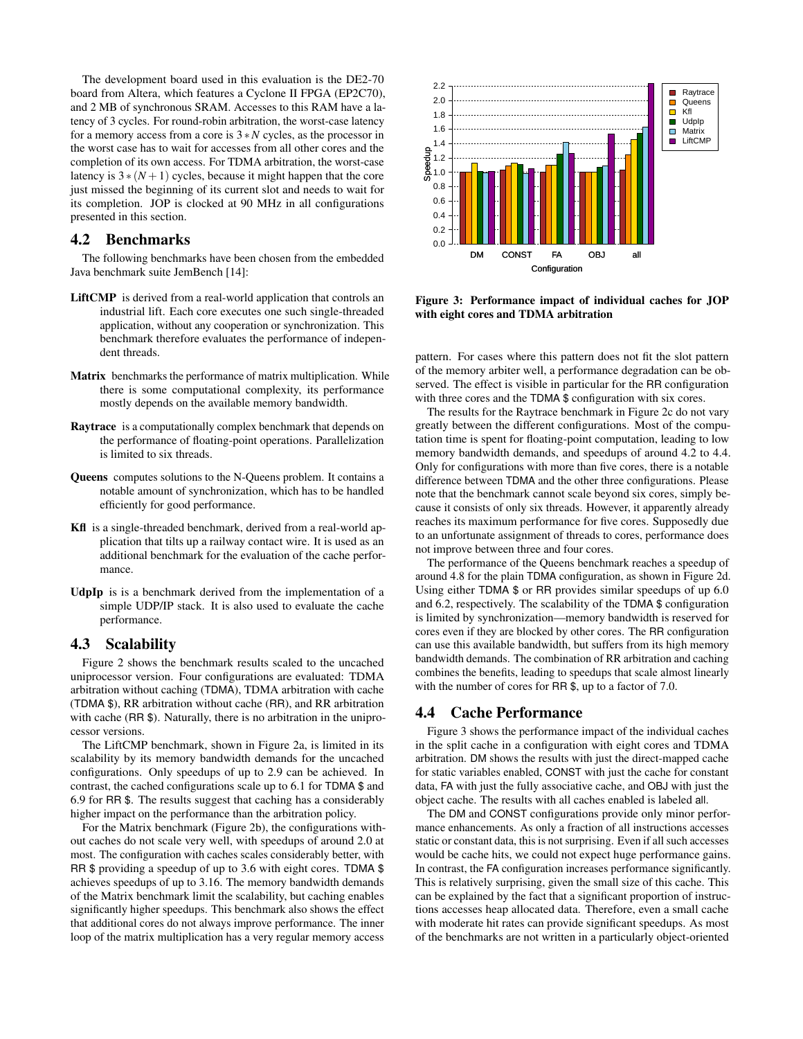The development board used in this evaluation is the DE2-70 board from Altera, which features a Cyclone II FPGA (EP2C70), and 2 MB of synchronous SRAM. Accesses to this RAM have a latency of 3 cycles. For round-robin arbitration, the worst-case latency for a memory access from a core is $3*N$ cycles, as the processor in the worst case has to wait for accesses from all other cores and the completion of its own access. For TDMA arbitration, the worst-case latency is $3*(N+1)$ cycles, because it might happen that the core just missed the beginning of its current slot and needs to wait for its completion. JOP is clocked at 90 MHz in all configurations presented in this section.

## 4.2 Benchmarks

The following benchmarks have been chosen from the embedded Java benchmark suite JemBench [14]:

**LiftCMP** is derived from a real-world application that controls an industrial lift. Each core executes one such single-threaded application, without any cooperation or synchronization. This benchmark therefore evaluates the performance of independent threads.

**Matrix** benchmarks the performance of matrix multiplication. While there is some computational complexity, its performance mostly depends on the available memory bandwidth.

**Raytrace** is a computationally complex benchmark that depends on the performance of floating-point operations. Parallelization is limited to six threads.

**Queens** computes solutions to the N-Queens problem. It contains a notable amount of synchronization, which has to be handled efficiently for good performance.

**Kfl** is a single-threaded benchmark, derived from a real-world application that tilts up a railway contact wire. It is used as an additional benchmark for the evaluation of the cache performance.

**UdpIp** is is a benchmark derived from the implementation of a simple UDP/IP stack. It is also used to evaluate the cache performance.

## 4.3 Scalability

Figure 2 shows the benchmark results scaled to the uncached uniprocessor version. Four configurations are evaluated: TDMA arbitration without caching (TDMA), TDMA arbitration with cache (TDMA $), RR arbitration without cache (RR), and RR arbitration with cache (RR $). Naturally, there is no arbitration in the uniprocessor versions.

The LiftCMP benchmark, shown in Figure 2a, is limited in its scalability by its memory bandwidth demands for the uncached configurations. Only speedups of up to 2.9 can be achieved. In contrast, the cached configurations scale up to 6.1 for TDMA $ and 6.9 for RR $. The results suggest that caching has a considerably higher impact on the performance than the arbitration policy.

For the Matrix benchmark (Figure 2b), the configurations without caches do not scale very well, with speedups of around 2.0 at most. The configuration with caches scales considerably better, with RR $ providing a speedup of up to 3.6 with eight cores. TDMA $ achieves speedups of up to 3.16. The memory bandwidth demands of the Matrix benchmark limit the scalability, but caching enables significantly higher speedups. This benchmark also shows the effect that additional cores do not always improve performance. The inner loop of the matrix multiplication has a very regular memory access pattern. For cases where this pattern does not fit the slot pattern of the memory arbiter well, a performance degradation can be observed. The effect is visible in particular for the RR configuration with three cores and the TDMA $ configuration with six cores.

The results for the Raytrace benchmark in Figure 2c do not vary greatly between the different configurations. Most of the computation time is spent for floating-point computation, leading to low memory bandwidth demands, and speedups of around 4.2 to 4.4. Only for configurations with more than five cores, there is a notable difference between TDMA and the other three configurations. Please note that the benchmark cannot scale beyond six cores, simply because it consists of only six threads. However, it apparently already reaches its maximum performance for five cores. Supposedly due to an unfortunate assignment of threads to cores, performance does not improve between three and four cores.

The performance of the Queens benchmark reaches a speedup of around 4.8 for the plain TDMA configuration, as shown in Figure 2d. Using either TDMA $ or RR provides similar speedups of up 6.0 and 6.2, respectively. The scalability of the TDMA $ configuration is limited by synchronization—memory bandwidth is reserved for cores even if they are blocked by other cores. The RR configuration can use this available bandwidth, but suffers from its high memory bandwidth demands. The combination of RR arbitration and caching combines the benefits, leading to speedups that scale almost linearly with the number of cores for RR $, up to a factor of 7.0.

## 4.4 Cache Performance

Figure 3 shows the performance impact of the individual caches in the split cache in a configuration with eight cores and TDMA arbitration. DM shows the results with just the direct-mapped cache for static variables enabled, CONST with just the cache for constant data, FA with just the fully associative cache, and OBJ with just the object cache. The results with all caches enabled is labeled all.

The DM and CONST configurations provide only minor performance enhancements. As only a fraction of all instructions accesses static or constant data, this is not surprising. Even if all such accesses would be cache hits, we could not expect huge performance gains. In contrast, the FA configuration increases performance significantly. This is relatively surprising, given the small size of this cache. This can be explained by the fact that a significant proportion of instructions accesses heap allocated data. Therefore, even a small cache with moderate hit rates can provide significant speedups. As most of the benchmarks are not written in a particularly object-oriented

**Figure 3: Performance impact of individual caches for JOP with eight cores and TDMA arbitration**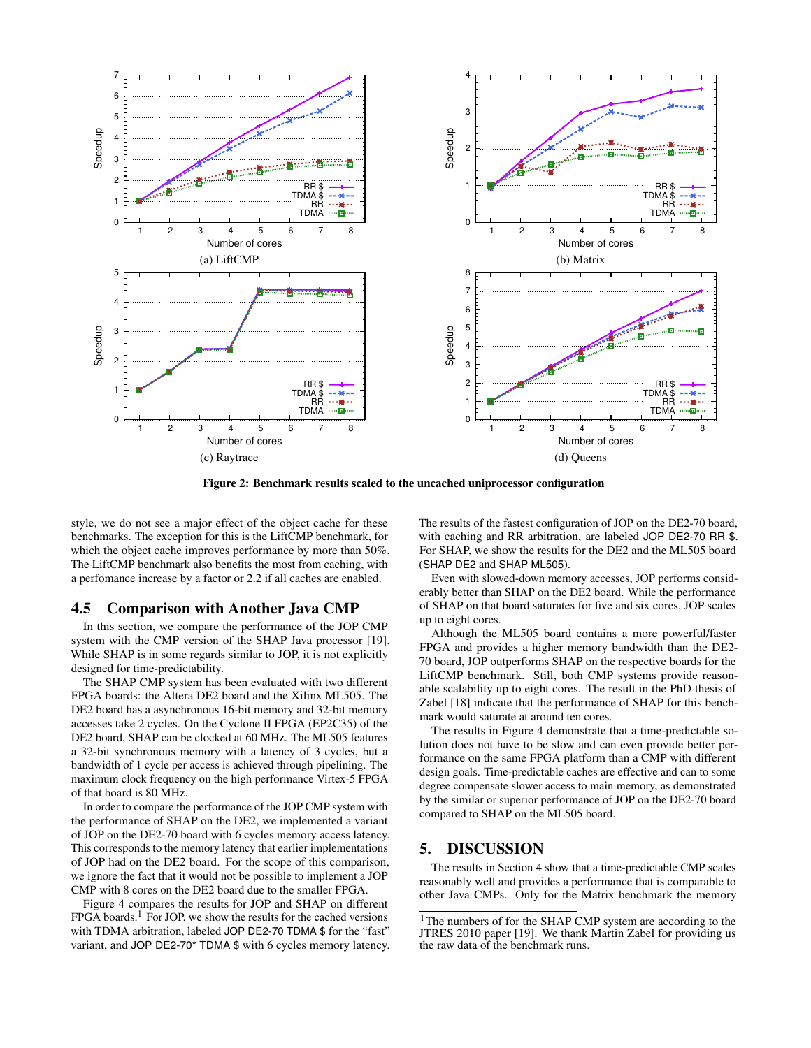(a) LiftCMP

(b) Matrix

(c) Raytrace

(d) Queens

**Figure 2: Benchmark results scaled to the uncached uniprocessor configuration**

style, we do not see a major effect of the object cache for these benchmarks. The exception for this is the LiftCMP benchmark, for which the object cache improves performance by more than 50%. The LiftCMP benchmark also benefits the most from caching, with a perfomance increase by a factor or 2.2 if all caches are enabled.

## 4.5 Comparison with Another Java CMP

In this section, we compare the performance of the JOP CMP system with the CMP version of the SHAP Java processor [19]. While SHAP is in some regards similar to JOP, it is not explicitly designed for time-predictability.

The SHAP CMP system has been evaluated with two different FPGA boards: the Altera DE2 board and the Xilinx ML505. The DE2 board has a asynchronous 16-bit memory and 32-bit memory accesses take 2 cycles. On the Cyclone II FPGA (EP2C35) of the DE2 board, SHAP can be clocked at 60 MHz. The ML505 features a 32-bit synchronous memory with a latency of 3 cycles, but a bandwidth of 1 cycle per access is achieved through pipelining. The maximum clock frequency on the high performance Virtex-5 FPGA of that board is 80 MHz.

In order to compare the performance of the JOP CMP system with the performance of SHAP on the DE2, we implemented a variant of JOP on the DE2-70 board with 6 cycles memory access latency. This corresponds to the memory latency that earlier implementations of JOP had on the DE2 board. For the scope of this comparison, we ignore the fact that it would not be possible to implement a JOP CMP with 8 cores on the DE2 board due to the smaller FPGA.

Figure 4 compares the results for JOP and SHAP on different FPGA boards.[1] For JOP, we show the results for the cached versions with TDMA arbitration, labeled JOP DE2-70 TDMA $ for the "fast" variant, and JOP DE2-70* TDMA $ with 6 cycles memory latency. The results of the fastest configuration of JOP on the DE2-70 board, with caching and RR arbitration, are labeled JOP DE2-70 RR $. For SHAP, we show the results for the DE2 and the ML505 board (SHAP DE2 and SHAP ML505).

Even with slowed-down memory accesses, JOP performs considerably better than SHAP on the DE2 board. While the performance of SHAP on that board saturates for five and six cores, JOP scales up to eight cores.

Although the ML505 board contains a more powerful/faster FPGA and provides a higher memory bandwidth than the DE2-70 board, JOP outperforms SHAP on the respective boards for the LiftCMP benchmark. Still, both CMP systems provide reasonable scalability up to eight cores. The result in the PhD thesis of Zabel [18] indicate that the performance of SHAP for this benchmark would saturate at around ten cores.

The results in Figure 4 demonstrate that a time-predictable solution does not have to be slow and can even provide better performance on the same FPGA platform than a CMP with different design goals. Time-predictable caches are effective and can to some degree compensate slower access to main memory, as demonstrated by the similar or superior performance of JOP on the DE2-70 board compared to SHAP on the ML505 board.

## 5. DISCUSSION

The results in Section 4 show that a time-predictable CMP scales reasonably well and provides a performance that is comparable to other Java CMPs. Only for the Matrix benchmark the memory

[1] The numbers of for the SHAP CMP system are according to the JTRES 2010 paper [19]. We thank Martin Zabel for providing us the raw data of the benchmark runs.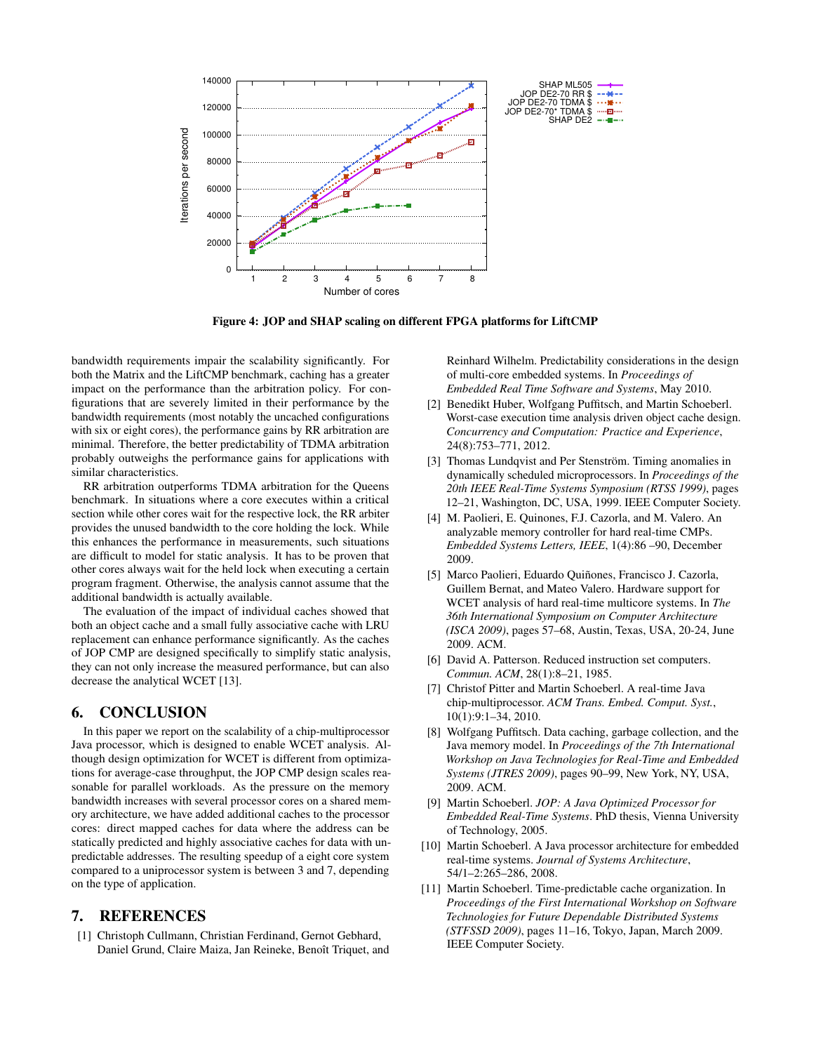140000
120000
100000
80000
60000
40000
20000
0

Iterations per second

1 2 3 4 5 6 7 8

Number of cores

SHAP ML505
JOP DE2-70 RR $
JOP DE2-70 TDMA $
JOP DE2-70* TDMA $
SHAP DE2

**Figure 4: JOP and SHAP scaling on different FPGA platforms for LiftCMP**

bandwidth requirements impair the scalability significantly. For both the Matrix and the LiftCMP benchmark, caching has a greater impact on the performance than the arbitration policy. For configurations that are severely limited in their performance by the bandwidth requirements (most notably the uncached configurations with six or eight cores), the performance gains by RR arbitration are minimal. Therefore, the better predictability of TDMA arbitration probably outweighs the performance gains for applications with similar characteristics.

RR arbitration outperforms TDMA arbitration for the Queens benchmark. In situations where a core executes within a critical section while other cores wait for the respective lock, the RR arbiter provides the unused bandwidth to the core holding the lock. While this enhances the performance in measurements, such situations are difficult to model for static analysis. It has to be proven that other cores always wait for the held lock when executing a certain program fragment. Otherwise, the analysis cannot assume that the additional bandwidth is actually available.

The evaluation of the impact of individual caches showed that both an object cache and a small fully associative cache with LRU replacement can enhance performance significantly. As the caches of JOP CMP are designed specifically to simplify static analysis, they can not only increase the measured performance, but can also decrease the analytical WCET [13].

## 6. CONCLUSION

In this paper we report on the scalability of a chip-multiprocessor Java processor, which is designed to enable WCET analysis. Although design optimization for WCET is different from optimizations for average-case throughput, the JOP CMP design scales reasonable for parallel workloads. As the pressure on the memory bandwidth increases with several processor cores on a shared memory architecture, we have added additional caches to the processor cores: direct mapped caches for data where the address can be statically predicted and highly associative caches for data with unpredictable addresses. The resulting speedup of a eight core system compared to a uniprocessor system is between 3 and 7, depending on the type of application.

## 7. REFERENCES

[1] Christoph Cullmann, Christian Ferdinand, Gernot Gebhard, Daniel Grund, Claire Maiza, Jan Reineke, Benoît Triquet, and Reinhard Wilhelm. Predictability considerations in the design of multi-core embedded systems. In *Proceedings of Embedded Real Time Software and Systems*, May 2010.

[2] Benedikt Huber, Wolfgang Puffitsch, and Martin Schoeberl. Worst-case execution time analysis driven object cache design. *Concurrency and Computation: Practice and Experience*, 24(8):753–771, 2012.

[3] Thomas Lundqvist and Per Stenström. Timing anomalies in dynamically scheduled microprocessors. In *Proceedings of the 20th IEEE Real-Time Systems Symposium (RTSS 1999)*, pages 12–21, Washington, DC, USA, 1999. IEEE Computer Society.

[4] M. Paolieri, E. Quinones, F.J. Cazorla, and M. Valero. An analyzable memory controller for hard real-time CMPs. *Embedded Systems Letters, IEEE*, 1(4):86 –90, December 2009.

[5] Marco Paolieri, Eduardo Quiñones, Francisco J. Cazorla, Guillem Bernat, and Mateo Valero. Hardware support for WCET analysis of hard real-time multicore systems. In *The 36th International Symposium on Computer Architecture (ISCA 2009)*, pages 57–68, Austin, Texas, USA, 20-24, June 2009. ACM.

[6] David A. Patterson. Reduced instruction set computers. *Commun. ACM*, 28(1):8–21, 1985.

[7] Christof Pitter and Martin Schoeberl. A real-time Java chip-multiprocessor. *ACM Trans. Embed. Comput. Syst.*, 10(1):9:1–34, 2010.

[8] Wolfgang Puffitsch. Data caching, garbage collection, and the Java memory model. In *Proceedings of the 7th International Workshop on Java Technologies for Real-Time and Embedded Systems (JTRES 2009)*, pages 90–99, New York, NY, USA, 2009. ACM.

[9] Martin Schoeberl. *JOP: A Java Optimized Processor for Embedded Real-Time Systems*. PhD thesis, Vienna University of Technology, 2005.

[10] Martin Schoeberl. A Java processor architecture for embedded real-time systems. *Journal of Systems Architecture*, 54/1–2:265–286, 2008.

[11] Martin Schoeberl. Time-predictable cache organization. In *Proceedings of the First International Workshop on Software Technologies for Future Dependable Distributed Systems (STFSSD 2009)*, pages 11–16, Tokyo, Japan, March 2009. IEEE Computer Society.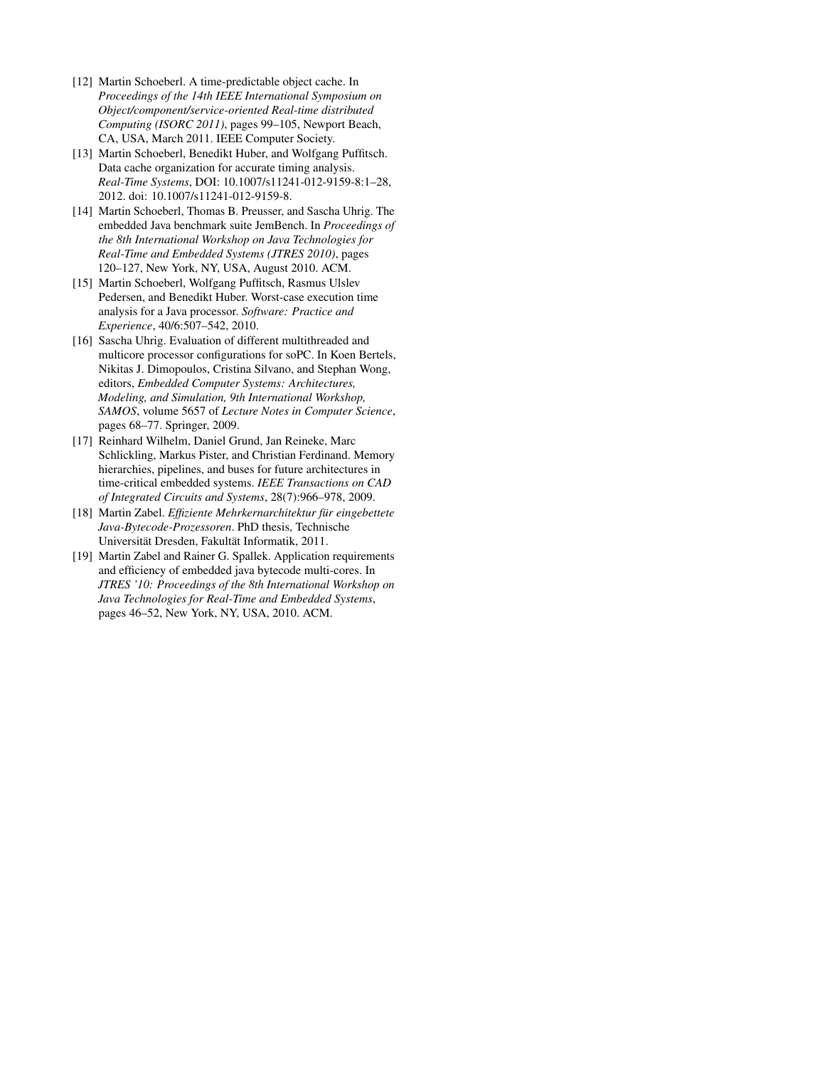[12] Martin Schoeberl. A time-predictable object cache. In *Proceedings of the 14th IEEE International Symposium on Object/component/service-oriented Real-time distributed Computing (ISORC 2011)*, pages 99–105, Newport Beach, CA, USA, March 2011. IEEE Computer Society.

[13] Martin Schoeberl, Benedikt Huber, and Wolfgang Puffitsch. Data cache organization for accurate timing analysis. *Real-Time Systems*, DOI: 10.1007/s11241-012-9159-8:1–28, 2012. doi: 10.1007/s11241-012-9159-8.

[14] Martin Schoeberl, Thomas B. Preusser, and Sascha Uhrig. The embedded Java benchmark suite JemBench. In *Proceedings of the 8th International Workshop on Java Technologies for Real-Time and Embedded Systems (JTRES 2010)*, pages 120–127, New York, NY, USA, August 2010. ACM.

[15] Martin Schoeberl, Wolfgang Puffitsch, Rasmus Ulslev Pedersen, and Benedikt Huber. Worst-case execution time analysis for a Java processor. *Software: Practice and Experience*, 40/6:507–542, 2010.

[16] Sascha Uhrig. Evaluation of different multithreaded and multicore processor configurations for soPC. In Koen Bertels, Nikitas J. Dimopoulos, Cristina Silvano, and Stephan Wong, editors, *Embedded Computer Systems: Architectures, Modeling, and Simulation, 9th International Workshop, SAMOS*, volume 5657 of *Lecture Notes in Computer Science*, pages 68–77. Springer, 2009.

[17] Reinhard Wilhelm, Daniel Grund, Jan Reineke, Marc Schlickling, Markus Pister, and Christian Ferdinand. Memory hierarchies, pipelines, and buses for future architectures in time-critical embedded systems. *IEEE Transactions on CAD of Integrated Circuits and Systems*, 28(7):966–978, 2009.

[18] Martin Zabel. *Effiziente Mehrkernarchitektur für eingebettete Java-Bytecode-Prozessoren*. PhD thesis, Technische Universität Dresden, Fakultät Informatik, 2011.

[19] Martin Zabel and Rainer G. Spallek. Application requirements and efficiency of embedded java bytecode multi-cores. In *JTRES '10: Proceedings of the 8th International Workshop on Java Technologies for Real-Time and Embedded Systems*, pages 46–52, New York, NY, USA, 2010. ACM.